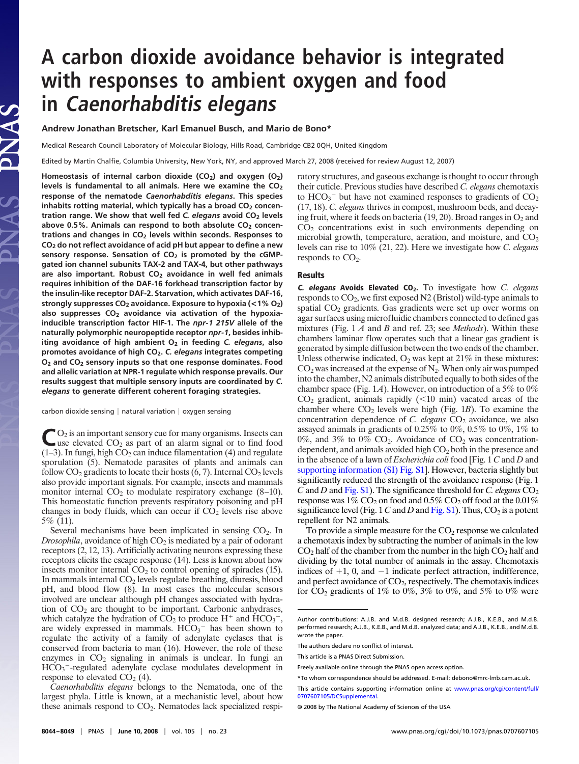# A carbon dioxide avoidance behavior is integrated with responses to ambient oxygen and food in *Caenorhabditis elegans*

**Andrew Jonathan Bretscher, Karl Emanuel Busch, and Mario de Bono***

Medical Research Council Laboratory of Molecular Biology, Hills Road, Cambridge CB2 0QH, United Kingdom

Edited by Martin Chalfie, Columbia University, New York, NY, and approved March 27, 2008 (received for review August 12, 2007)

**Homeostasis of internal carbon dioxide ($CO_2$) and oxygen ($O_2$) levels is fundamental to all animals. Here we examine the $CO_2$ response of the nematode *Caenorhabditis elegans*. This species inhabits rotting material, which typically has a broad $CO_2$ concentration range. We show that well fed *C. elegans* avoid $CO_2$ levels above 0.5%. Animals can respond to both absolute $CO_2$ concentrations and changes in $CO_2$ levels within seconds. Responses to $CO_2$ do not reflect avoidance of acid pH but appear to define a new sensory response. Sensation of $CO_2$ is promoted by the cGMP-gated ion channel subunits TAX-2 and TAX-4, but other pathways are also important. Robust $CO_2$ avoidance in well fed animals requires inhibition of the DAF-16 forkhead transcription factor by the insulin-like receptor DAF-2. Starvation, which activates DAF-16, strongly suppresses $CO_2$ avoidance. Exposure to hypoxia (<1% $O_2$) also suppresses $CO_2$ avoidance via activation of the hypoxia-inducible transcription factor HIF-1. The *npr-1 215V* allele of the naturally polymorphic neuropeptide receptor *npr-1*, besides inhibiting avoidance of high ambient $O_2$ in feeding *C. elegans*, also promotes avoidance of high $CO_2$. *C. elegans* integrates competing $O_2$ and $CO_2$ sensory inputs so that one response dominates. Food and allelic variation at NPR-1 regulate which response prevails. Our results suggest that multiple sensory inputs are coordinated by *C. elegans* to generate different coherent foraging strategies.**

carbon dioxide sensing | natural variation | oxygen sensing

$CO_2$ is an important sensory cue for many organisms. Insects can use elevated $CO_2$ as part of an alarm signal or to find food (1–3). In fungi, high $CO_2$ can induce filamentation (4) and regulate sporulation (5). Nematode parasites of plants and animals can follow $CO_2$ gradients to locate their hosts (6, 7). Internal $CO_2$ levels also provide important signals. For example, insects and mammals monitor internal $CO_2$ to modulate respiratory exchange (8–10). This homeostatic function prevents respiratory poisoning and pH changes in body fluids, which can occur if $CO_2$ levels rise above 5% (11).

Several mechanisms have been implicated in sensing $CO_2$. In *Drosophila*, avoidance of high $CO_2$ is mediated by a pair of odorant receptors (2, 12, 13). Artificially activating neurons expressing these receptors elicits the escape response (14). Less is known about how insects monitor internal $CO_2$ to control opening of spiracles (15). In mammals internal $CO_2$ levels regulate breathing, diuresis, blood pH, and blood flow (8). In most cases the molecular sensors involved are unclear although pH changes associated with hydration of $CO_2$ are thought to be important. Carbonic anhydrases, which catalyze the hydration of $CO_2$ to produce $H^+$ and $HCO_3^-$, are widely expressed in mammals. $HCO_3^-$ has been shown to regulate the activity of a family of adenylate cyclases that is conserved from bacteria to man (16). However, the role of these enzymes in $CO_2$ signaling in animals is unclear. In fungi an $HCO_3^-$-regulated adenylate cyclase modulates development in response to elevated $CO_2$ (4).

*Caenorhabditis elegans* belongs to the Nematoda, one of the largest phyla. Little is known, at a mechanistic level, about how these animals respond to $CO_2$. Nematodes lack specialized respiratory structures, and gaseous exchange is thought to occur through their cuticle. Previous studies have described *C. elegans* chemotaxis to $HCO_3^-$ but have not examined responses to gradients of $CO_2$ (17, 18). *C. elegans* thrives in compost, mushroom beds, and decaying fruit, where it feeds on bacteria (19, 20). Broad ranges in $O_2$ and $CO_2$ concentrations exist in such environments depending on microbial growth, temperature, aeration, and moisture, and $CO_2$ levels can rise to 10% (21, 22). Here we investigate how *C. elegans* responds to $CO_2$.

## Results

***C. elegans* Avoids Elevated $CO_2$.** To investigate how *C. elegans* responds to $CO_2$, we first exposed N2 (Bristol) wild-type animals to spatial $CO_2$ gradients. Gas gradients were set up over worms on agar surfaces using microfluidic chambers connected to defined gas mixtures (Fig. 1 *A* and *B* and ref. 23; see *Methods*). Within these chambers laminar flow operates such that a linear gas gradient is generated by simple diffusion between the two ends of the chamber. Unless otherwise indicated, $O_2$ was kept at 21% in these mixtures: $CO_2$ was increased at the expense of $N_2$. When only air was pumped into the chamber, N2 animals distributed equally to both sides of the chamber space (Fig. 1*A*). However, on introduction of a 5% to 0% $CO_2$ gradient, animals rapidly (<10 min) vacated areas of the chamber where $CO_2$ levels were high (Fig. 1*B*). To examine the concentration dependence of *C. elegans* $CO_2$ avoidance, we also assayed animals in gradients of 0.25% to 0%, 0.5% to 0%, 1% to 0%, and 3% to 0% $CO_2$. Avoidance of $CO_2$ was concentration-dependent, and animals avoided high $CO_2$ both in the presence and in the absence of a lawn of *Escherichia coli* food [Fig. 1 *C* and *D* and supporting information (SI) Fig. S1]. However, bacteria slightly but significantly reduced the strength of the avoidance response (Fig. 1 *C* and *D* and Fig. S1). The significance threshold for *C. elegans* $CO_2$ response was 1% $CO_2$ on food and 0.5% $CO_2$ off food at the 0.01% significance level (Fig. 1 *C* and *D* and Fig. S1). Thus, $CO_2$ is a potent repellent for N2 animals.

To provide a simple measure for the $CO_2$ response we calculated a chemotaxis index by subtracting the number of animals in the low $CO_2$ half of the chamber from the number in the high $CO_2$ half and dividing by the total number of animals in the assay. Chemotaxis indices of +1, 0, and −1 indicate perfect attraction, indifference, and perfect avoidance of $CO_2$, respectively. The chemotaxis indices for $CO_2$ gradients of 1% to 0%, 3% to 0%, and 5% to 0% were

---

Author contributions: A.J.B. and M.d.B. designed research; A.J.B., K.E.B., and M.d.B. performed research; A.J.B., K.E.B., and M.d.B. analyzed data; and A.J.B., K.E.B., and M.d.B. wrote the paper.

The authors declare no conflict of interest.

This article is a PNAS Direct Submission.

Freely available online through the PNAS open access option.

*To whom correspondence should be addressed. E-mail: debono@mrc-lmb.cam.ac.uk.

This article contains supporting information online at www.pnas.org/cgi/content/full/0707607105/DCSupplemental.

© 2008 by The National Academy of Sciences of the USA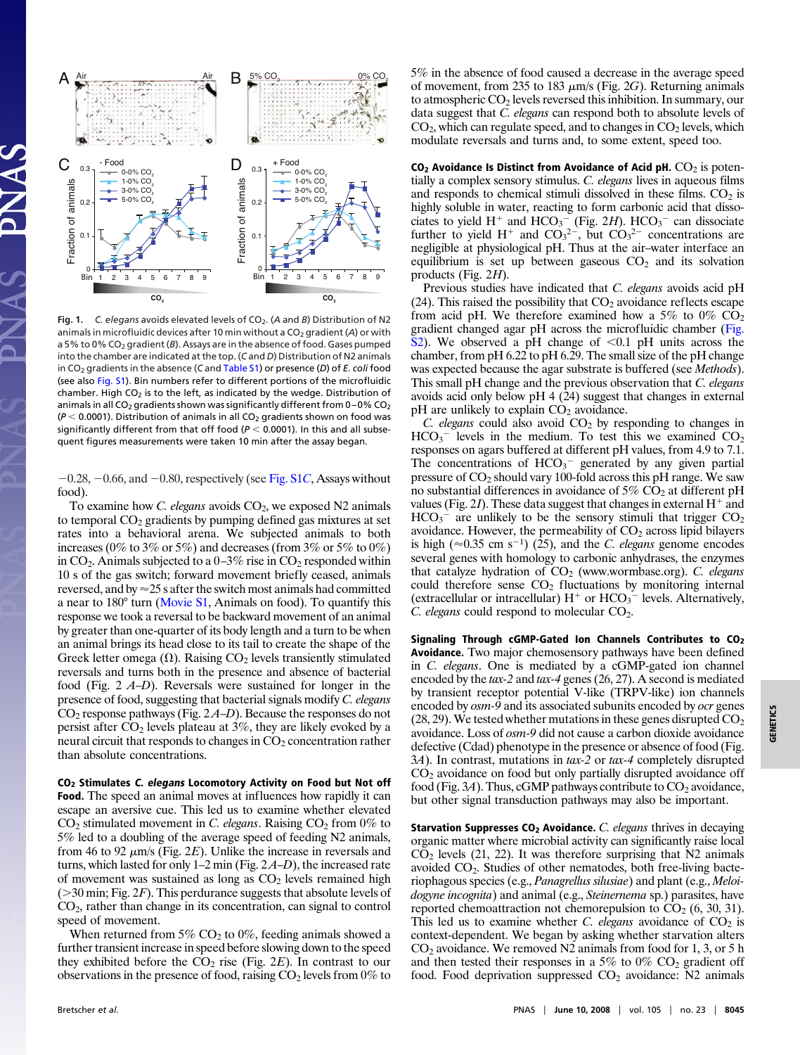Fig. 1. *C. elegans* avoids elevated levels of $CO_2$. (*A* and *B*) Distribution of N2 animals in microfluidic devices after 10 min without a $CO_2$ gradient (*A*) or with a 5% to 0% $CO_2$ gradient (*B*). Assays are in the absence of food. Gases pumped into the chamber are indicated at the top. (*C* and *D*) Distribution of N2 animals in $CO_2$ gradients in the absence (*C* and Table S1) or presence (*D*) of *E. coli* food (see also Fig. S1). Bin numbers refer to different portions of the microfluidic chamber. High $CO_2$ is to the left, as indicated by the wedge. Distribution of animals in all $CO_2$ gradients shown was significantly different from 0–0% $CO_2$ ($P < 0.0001$). Distribution of animals in all $CO_2$ gradients shown on food was significantly different from that off food ($P < 0.0001$). In this and all subsequent figures measurements were taken 10 min after the assay began.

−0.28, −0.66, and −0.80, respectively (see Fig. S1*C*, Assays without food).

To examine how *C. elegans* avoids $CO_2$, we exposed N2 animals to temporal $CO_2$ gradients by pumping defined gas mixtures at set rates into a behavioral arena. We subjected animals to both increases (0% to 3% or 5%) and decreases (from 3% or 5% to 0%) in $CO_2$. Animals subjected to a 0–3% rise in $CO_2$ responded within 10 s of the gas switch; forward movement briefly ceased, animals reversed, and by ≈25 s after the switch most animals had committed a near to 180° turn (Movie S1, Animals on food). To quantify this response we took a reversal to be backward movement of an animal by greater than one-quarter of its body length and a turn to be when an animal brings its head close to its tail to create the shape of the Greek letter omega (Ω). Raising $CO_2$ levels transiently stimulated reversals and turns both in the presence and absence of bacterial food (Fig. 2 *A–D*). Reversals were sustained for longer in the presence of food, suggesting that bacterial signals modify *C. elegans* $CO_2$ response pathways (Fig. 2 *A–D*). Because the responses do not persist after $CO_2$ levels plateau at 3%, they are likely evoked by a neural circuit that responds to changes in $CO_2$ concentration rather than absolute concentrations.

**$CO_2$ Stimulates *C. elegans* Locomotory Activity on Food but Not off Food.** The speed an animal moves at influences how rapidly it can escape an aversive cue. This led us to examine whether elevated $CO_2$ stimulated movement in *C. elegans*. Raising $CO_2$ from 0% to 5% led to a doubling of the average speed of feeding N2 animals, from 46 to 92 μm/s (Fig. 2*E*). Unlike the increase in reversals and turns, which lasted for only 1–2 min (Fig. 2*A–D*), the increased rate of movement was sustained as long as $CO_2$ levels remained high (>30 min; Fig. 2*F*). This perdurance suggests that absolute levels of $CO_2$, rather than change in its concentration, can signal to control speed of movement.

When returned from 5% $CO_2$ to 0%, feeding animals showed a further transient increase in speed before slowing down to the speed they exhibited before the $CO_2$ rise (Fig. 2*E*). In contrast to our observations in the presence of food, raising $CO_2$ levels from 0% to 5% in the absence of food caused a decrease in the average speed of movement, from 235 to 183 μm/s (Fig. 2*G*). Returning animals to atmospheric $CO_2$ levels reversed this inhibition. In summary, our data suggest that *C. elegans* can respond both to absolute levels of $CO_2$, which can regulate speed, and to changes in $CO_2$ levels, which modulate reversals and turns and, to some extent, speed too.

**$CO_2$ Avoidance Is Distinct from Avoidance of Acid pH.** $CO_2$ is potentially a complex sensory stimulus. *C. elegans* lives in aqueous films and responds to chemical stimuli dissolved in these films. $CO_2$ is highly soluble in water, reacting to form carbonic acid that dissociates to yield $H^+$ and $HCO_3^-$ (Fig. 2*H*). $HCO_3^-$ can dissociate further to yield $H^+$ and $CO_3^{2-}$, but $CO_3^{2-}$ concentrations are negligible at physiological pH. Thus at the air–water interface an equilibrium is set up between gaseous $CO_2$ and its solvation products (Fig. 2*H*).

Previous studies have indicated that *C. elegans* avoids acid pH (24). This raised the possibility that $CO_2$ avoidance reflects escape from acid pH. We therefore examined how a 5% to 0% $CO_2$ gradient changed agar pH across the microfluidic chamber (Fig. S2). We observed a pH change of <0.1 pH units across the chamber, from pH 6.22 to pH 6.29. The small size of the pH change was expected because the agar substrate is buffered (see *Methods*). This small pH change and the previous observation that *C. elegans* avoids acid only below pH 4 (24) suggest that changes in external pH are unlikely to explain $CO_2$ avoidance.

*C. elegans* could also avoid $CO_2$ by responding to changes in $HCO_3^-$ levels in the medium. To test this we examined $CO_2$ responses on agars buffered at different pH values, from 4.9 to 7.1. The concentrations of $HCO_3^-$ generated by any given partial pressure of $CO_2$ should vary 100-fold across this pH range. We saw no substantial differences in avoidance of 5% $CO_2$ at different pH values (Fig. 2*I*). These data suggest that changes in external $H^+$ and $HCO_3^-$ are unlikely to be the sensory stimuli that trigger $CO_2$ avoidance. However, the permeability of $CO_2$ across lipid bilayers is high (≈0.35 cm $s^{-1}$) (25), and the *C. elegans* genome encodes several genes with homology to carbonic anhydrases, the enzymes that catalyze hydration of $CO_2$ (www.wormbase.org). *C. elegans* could therefore sense $CO_2$ fluctuations by monitoring internal (extracellular or intracellular) $H^+$ or $HCO_3^-$ levels. Alternatively, *C. elegans* could respond to molecular $CO_2$.

**Signaling Through cGMP-Gated Ion Channels Contributes to $CO_2$ Avoidance.** Two major chemosensory pathways have been defined in *C. elegans*. One is mediated by a cGMP-gated ion channel encoded by the *tax-2* and *tax-4* genes (26, 27). A second is mediated by transient receptor potential V-like (TRPV-like) ion channels encoded by *osm-9* and its associated subunits encoded by *ocr* genes (28, 29). We tested whether mutations in these genes disrupted $CO_2$ avoidance. Loss of *osm-9* did not cause a carbon dioxide avoidance defective (Cdad) phenotype in the presence or absence of food (Fig. 3*A*). In contrast, mutations in *tax-2* or *tax-4* completely disrupted $CO_2$ avoidance on food but only partially disrupted avoidance off food (Fig. 3*A*). Thus, cGMP pathways contribute to $CO_2$ avoidance, but other signal transduction pathways may also be important.

**Starvation Suppresses $CO_2$ Avoidance.** *C. elegans* thrives in decaying organic matter where microbial activity can significantly raise local $CO_2$ levels (21, 22). It was therefore surprising that N2 animals avoided $CO_2$. Studies of other nematodes, both free-living bacteriophagous species (e.g., *Panagrellus silusiae*) and plant (e.g., *Meloidogyne incognita*) and animal (e.g., *Steinernema* sp.) parasites, have reported chemoattraction not chemorepulsion to $CO_2$ (6, 30, 31). This led us to examine whether *C. elegans* avoidance of $CO_2$ is context-dependent. We began by asking whether starvation alters $CO_2$ avoidance. We removed N2 animals from food for 1, 3, or 5 h and then tested their responses in a 5% to 0% $CO_2$ gradient off food. Food deprivation suppressed $CO_2$ avoidance: N2 animals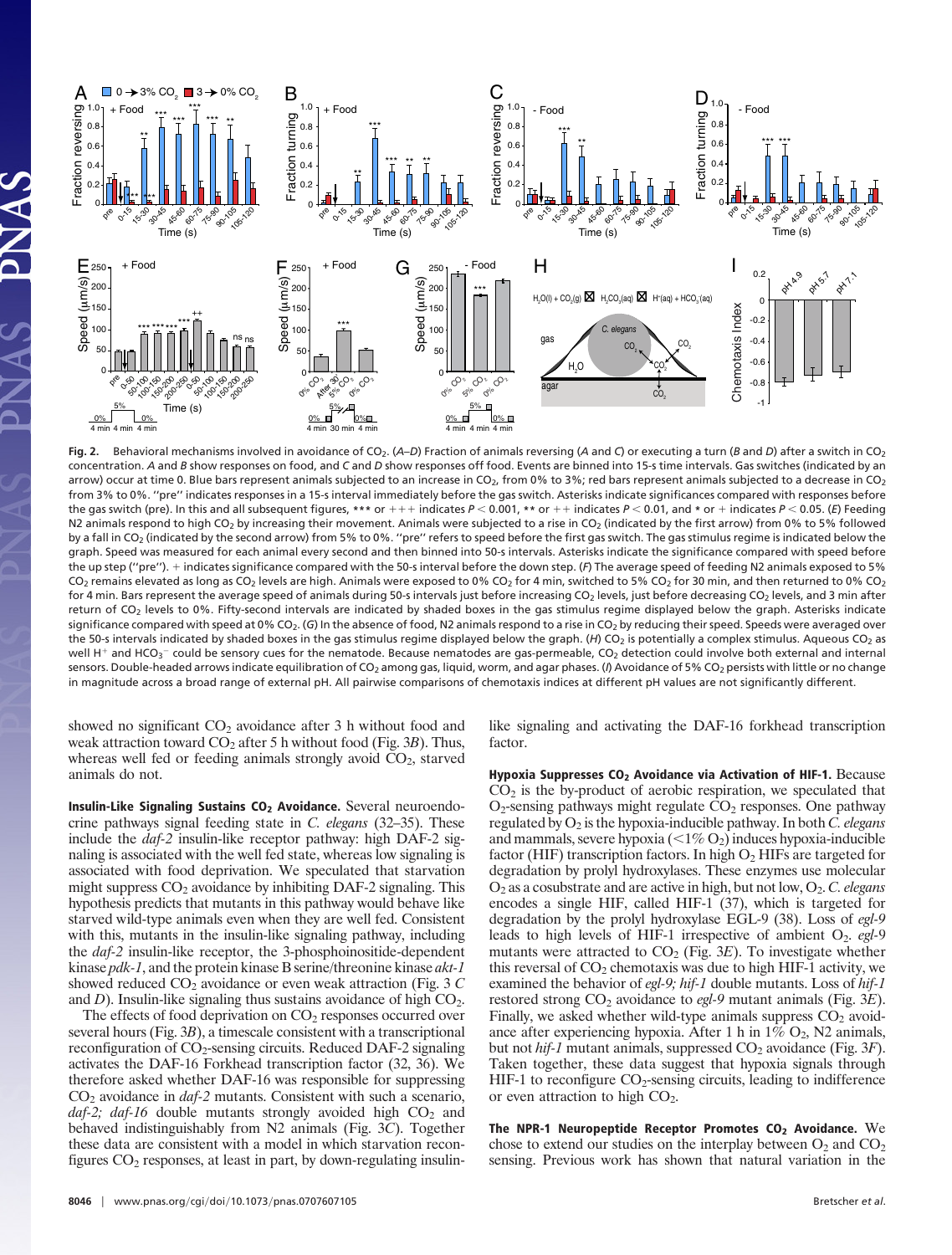**Fig. 2.** Behavioral mechanisms involved in avoidance of $CO_2$. (*A*–*D*) Fraction of animals reversing (*A* and *C*) or executing a turn (*B* and *D*) after a switch in $CO_2$ concentration. *A* and *B* show responses on food, and *C* and *D* show responses off food. Events are binned into 15-s time intervals. Gas switches (indicated by an arrow) occur at time 0. Blue bars represent animals subjected to an increase in $CO_2$, from 0% to 3%; red bars represent animals subjected to a decrease in $CO_2$ from 3% to 0%. "pre" indicates responses in a 15-s interval immediately before the gas switch. Asterisks indicate significances compared with responses before the gas switch (pre). In this and all subsequent figures, *** or +++ indicates $P < 0.001$, ** or ++ indicates $P < 0.01$, and * or + indicates $P < 0.05$. (*E*) Feeding N2 animals respond to high $CO_2$ by increasing their movement. Animals were subjected to a rise in $CO_2$ (indicated by the first arrow) from 0% to 5% followed by a fall in $CO_2$ (indicated by the second arrow) from 5% to 0%. "pre" refers to speed before the first gas switch. The gas stimulus regime is indicated below the graph. Speed was measured for each animal every second and then binned into 50-s intervals. Asterisks indicate the significance compared with speed before the up step ("pre"). + indicates significance compared with the 50-s interval before the down step. (*F*) The average speed of feeding N2 animals exposed to 5% $CO_2$ remains elevated as long as $CO_2$ levels are high. Animals were exposed to 0% $CO_2$ for 4 min, switched to 5% $CO_2$ for 30 min, and then returned to 0% $CO_2$ for 4 min. Bars represent the average speed of animals during 50-s intervals just before increasing $CO_2$ levels, just before decreasing $CO_2$ levels, and 3 min after return of $CO_2$ levels to 0%. Fifty-second intervals are indicated by shaded boxes in the gas stimulus regime displayed below the graph. Asterisks indicate significance compared with speed at 0% $CO_2$. (*G*) In the absence of food, N2 animals respond to a rise in $CO_2$ by reducing their speed. Speeds were averaged over the 50-s intervals indicated by shaded boxes in the gas stimulus regime displayed below the graph. (*H*) $CO_2$ is potentially a complex stimulus. Aqueous $CO_2$ as well $H^+$ and $HCO_3^-$ could be sensory cues for the nematode. Because nematodes are gas-permeable, $CO_2$ detection could involve both external and internal sensors. Double-headed arrows indicate equilibration of $CO_2$ among gas, liquid, worm, and agar phases. (*I*) Avoidance of 5% $CO_2$ persists with little or no change in magnitude across a broad range of external pH. All pairwise comparisons of chemotaxis indices at different pH values are not significantly different.

showed no significant $CO_2$ avoidance after 3 h without food and weak attraction toward $CO_2$ after 5 h without food (Fig. 3*B*). Thus, whereas well fed or feeding animals strongly avoid $CO_2$, starved animals do not.

**Insulin-Like Signaling Sustains $CO_2$ Avoidance.** Several neuroendocrine pathways signal feeding state in *C. elegans* (32–35). These include the *daf-2* insulin-like receptor pathway: high DAF-2 signaling is associated with the well fed state, whereas low signaling is associated with food deprivation. We speculated that starvation might suppress $CO_2$ avoidance by inhibiting DAF-2 signaling. This hypothesis predicts that mutants in this pathway would behave like starved wild-type animals even when they are well fed. Consistent with this, mutants in the insulin-like signaling pathway, including the *daf-2* insulin-like receptor, the 3-phosphoinositide-dependent kinase *pdk-1*, and the protein kinase B serine/threonine kinase *akt-1* showed reduced $CO_2$ avoidance or even weak attraction (Fig. 3 *C* and *D*). Insulin-like signaling thus sustains avoidance of high $CO_2$.

The effects of food deprivation on $CO_2$ responses occurred over several hours (Fig. 3*B*), a timescale consistent with a transcriptional reconfiguration of $CO_2$-sensing circuits. Reduced DAF-2 signaling activates the DAF-16 Forkhead transcription factor (32, 36). We therefore asked whether DAF-16 was responsible for suppressing $CO_2$ avoidance in *daf-2* mutants. Consistent with such a scenario, *daf-2; daf-16* double mutants strongly avoided high $CO_2$ and behaved indistinguishably from N2 animals (Fig. 3*C*). Together these data are consistent with a model in which starvation reconfigures $CO_2$ responses, at least in part, by down-regulating insulin-like signaling and activating the DAF-16 forkhead transcription factor.

**Hypoxia Suppresses $CO_2$ Avoidance via Activation of HIF-1.** Because $CO_2$ is the by-product of aerobic respiration, we speculated that $O_2$-sensing pathways might regulate $CO_2$ responses. One pathway regulated by $O_2$ is the hypoxia-inducible pathway. In both *C. elegans* and mammals, severe hypoxia (<1% $O_2$) induces hypoxia-inducible factor (HIF) transcription factors. In high $O_2$ HIFs are targeted for degradation by prolyl hydroxylases. These enzymes use molecular $O_2$ as a cosubstrate and are active in high, but not low, $O_2$. *C. elegans* encodes a single HIF, called HIF-1 (37), which is targeted for degradation by the prolyl hydroxylase EGL-9 (38). Loss of *egl-9* leads to high levels of HIF-1 irrespective of ambient $O_2$. *egl-9* mutants were attracted to $CO_2$ (Fig. 3*E*). To investigate whether this reversal of $CO_2$ chemotaxis was due to high HIF-1 activity, we examined the behavior of *egl-9; hif-1* double mutants. Loss of *hif-1* restored strong $CO_2$ avoidance to *egl-9* mutant animals (Fig. 3*E*). Finally, we asked whether wild-type animals suppress $CO_2$ avoidance after experiencing hypoxia. After 1 h in 1% $O_2$, N2 animals, but not *hif-1* mutant animals, suppressed $CO_2$ avoidance (Fig. 3*F*). Taken together, these data suggest that hypoxia signals through HIF-1 to reconfigure $CO_2$-sensing circuits, leading to indifference or even attraction to high $CO_2$.

**The NPR-1 Neuropeptide Receptor Promotes $CO_2$ Avoidance.** We chose to extend our studies on the interplay between $O_2$ and $CO_2$ sensing. Previous work has shown that natural variation in the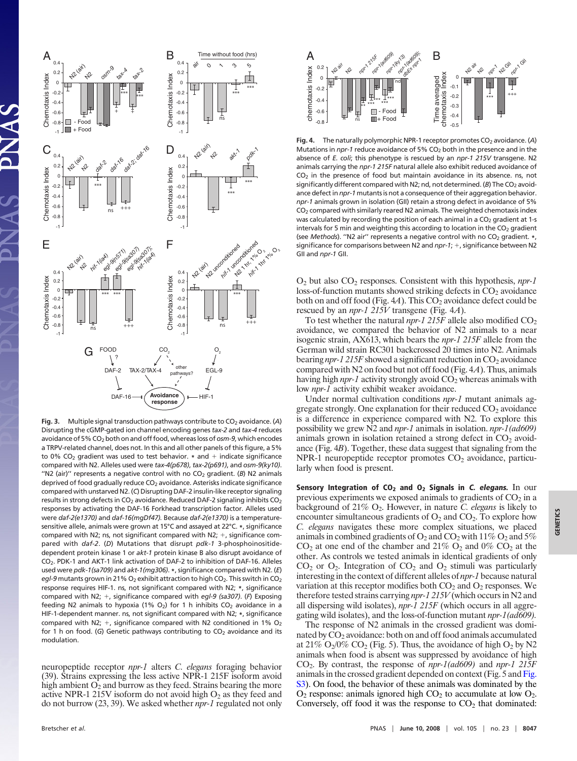**Fig. 3.** Multiple signal transduction pathways contribute to $CO_2$ avoidance. (*A*) Disrupting the cGMP-gated ion channel encoding genes *tax-2* and *tax-4* reduces avoidance of 5% $CO_2$ both on and off food, whereas loss of *osm-9*, which encodes a TRPV-related channel, does not. In this and all other panels of this figure, a 5% to 0% $CO_2$ gradient was used to test behavior. * and + indicate significance compared with N2. Alleles used were *tax-4(p678)*, *tax-2(p691)*, and *osm-9(ky10)*. "N2 (air)" represents a negative control with no $CO_2$ gradient. (*B*) N2 animals deprived of food gradually reduce $CO_2$ avoidance. Asterisks indicate significance compared with unstarved N2. (*C*) Disrupting DAF-2 insulin-like receptor signaling results in strong defects in $CO_2$ avoidance. Reduced DAF-2 signaling inhibits $CO_2$ responses by activating the DAF-16 Forkhead transcription factor. Alleles used were *daf-2(e1370)* and *daf-16(mgDf47)*. Because *daf-2(e1370)* is a temperature-sensitive allele, animals were grown at 15°C and assayed at 22°C. *, significance compared with N2; ns, not significant compared with N2; +, significance compared with *daf-2*. (*D*) Mutations that disrupt *pdk-1* 3-phosphoinositide-dependent protein kinase 1 or *akt-1* protein kinase B also disrupt avoidance of $CO_2$. PDK-1 and AKT-1 link activation of DAF-2 to inhibition of DAF-16. Alleles used were *pdk-1(sa709)* and *akt-1(mg306)*. *, significance compared with N2. (*E*) *egl-9* mutants grown in 21% $O_2$ exhibit attraction to high $CO_2$. This switch in $CO_2$ response requires HIF-1. ns, not significant compared with N2; *, significance compared with N2; +, significance compared with *egl-9 (sa307)*. (*F*) Exposing feeding N2 animals to hypoxia (1% $O_2$) for 1 h inhibits $CO_2$ avoidance in a HIF-1-dependent manner. ns, not significant compared with N2; *, significance compared with N2; +, significance compared with N2 conditioned in 1% $O_2$ for 1 h on food. (*G*) Genetic pathways contributing to $CO_2$ avoidance and its modulation.

**Fig. 4.** The naturally polymorphic NPR-1 receptor promotes $CO_2$ avoidance. (*A*) Mutations in *npr-1* reduce avoidance of 5% $CO_2$ both in the presence and in the absence of *E. coli*; this phenotype is rescued by an *npr-1 215V* transgene. N2 animals carrying the *npr-1 215F* natural allele also exhibit reduced avoidance of $CO_2$ in the presence of food but maintain avoidance in its absence. ns, not significantly different compared with N2; nd, not determined. (*B*) The $CO_2$ avoidance defect in *npr-1* mutants is not a consequence of their aggregation behavior. *npr-1* animals grown in isolation (GII) retain a strong defect in avoidance of 5% $CO_2$ compared with similarly reared N2 animals. The weighted chemotaxis index was calculated by recording the position of each animal in a $CO_2$ gradient at 1-s intervals for 5 min and weighting this according to location in the $CO_2$ gradient (see *Methods*). "N2 air" represents a negative control with no $CO_2$ gradient. *, significance for comparisons between N2 and *npr-1*; +, significance between N2 GII and *npr-1* GII.

neuropeptide receptor *npr-1* alters *C. elegans* foraging behavior (39). Strains expressing the less active NPR-1 215F isoform avoid high ambient $O_2$ and burrow as they feed. Strains bearing the more active NPR-1 215V isoform do not avoid high $O_2$ as they feed and do not burrow (23, 39). We asked whether *npr-1* regulated not only $O_2$ but also $CO_2$ responses. Consistent with this hypothesis, *npr-1* loss-of-function mutants showed striking defects in $CO_2$ avoidance both on and off food (Fig. 4*A*). This $CO_2$ avoidance defect could be rescued by an *npr-1 215V* transgene (Fig. 4*A*).

To test whether the natural *npr-1 215F* allele also modified $CO_2$ avoidance, we compared the behavior of N2 animals to a near isogenic strain, AX613, which bears the *npr-1 215F* allele from the German wild strain RC301 backcrossed 20 times into N2. Animals bearing *npr-1 215F* showed a significant reduction in $CO_2$ avoidance compared with N2 on food but not off food (Fig. 4*A*). Thus, animals having high *npr-1* activity strongly avoid $CO_2$ whereas animals with low *npr-1* activity exhibit weaker avoidance.

Under normal cultivation conditions *npr-1* mutant animals aggregate strongly. One explanation for their reduced $CO_2$ avoidance is a difference in experience compared with N2. To explore this possibility we grew N2 and *npr-1* animals in isolation. *npr-1(ad609)* animals grown in isolation retained a strong defect in $CO_2$ avoidance (Fig. 4*B*). Together, these data suggest that signaling from the NPR-1 neuropeptide receptor promotes $CO_2$ avoidance, particularly when food is present.

**Sensory Integration of $CO_2$ and $O_2$ Signals in *C. elegans*.** In our previous experiments we exposed animals to gradients of $CO_2$ in a background of 21% $O_2$. However, in nature *C. elegans* is likely to encounter simultaneous gradients of $O_2$ and $CO_2$. To explore how *C. elegans* navigates these more complex situations, we placed animals in combined gradients of $O_2$ and $CO_2$ with 11% $O_2$ and 5% $CO_2$ at one end of the chamber and 21% $O_2$ and 0% $CO_2$ at the other. As controls we tested animals in identical gradients of only $CO_2$ or $O_2$. Integration of $CO_2$ and $O_2$ stimuli was particularly interesting in the context of different alleles of *npr-1* because natural variation at this receptor modifies both $CO_2$ and $O_2$ responses. We therefore tested strains carrying *npr-1 215V* (which occurs in N2 and all dispersing wild isolates), *npr-1 215F* (which occurs in all aggregating wild isolates), and the loss-of-function mutant *npr-1(ad609)*.

The response of N2 animals in the crossed gradient was dominated by $CO_2$ avoidance: both on and off food animals accumulated at 21% $O_2$/0% $CO_2$ (Fig. 5). Thus, the avoidance of high $O_2$ by N2 animals when food is absent was suppressed by avoidance of high $CO_2$. By contrast, the response of *npr-1(ad609)* and *npr-1 215F* animals in the crossed gradient depended on context (Fig. 5 and Fig. S3). On food, the behavior of these animals was dominated by the $O_2$ response: animals ignored high $CO_2$ to accumulate at low $O_2$. Conversely, off food it was the response to $CO_2$ that dominated: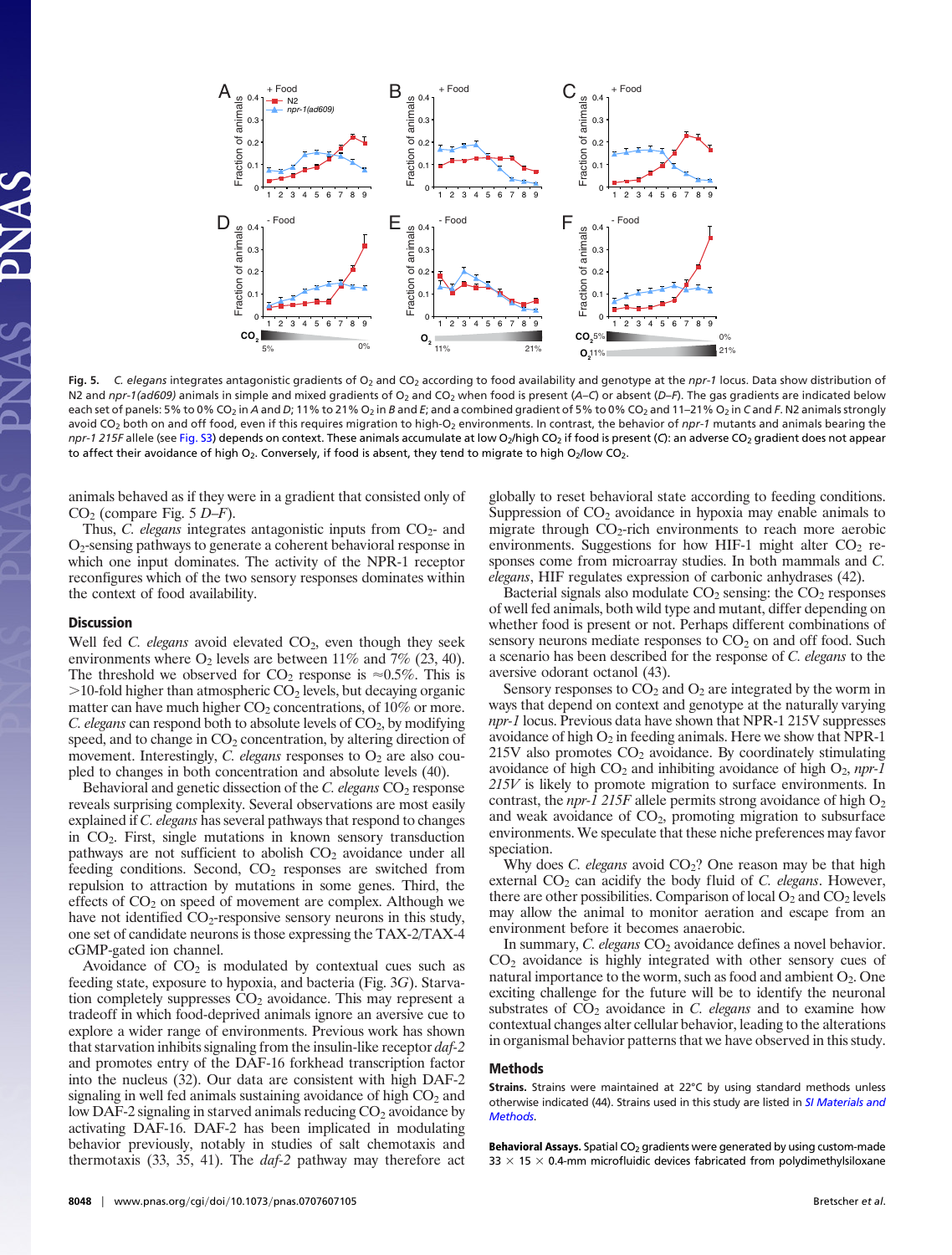**Fig. 5.** *C. elegans* integrates antagonistic gradients of $O_2$ and $CO_2$ according to food availability and genotype at the *npr-1* locus. Data show distribution of N2 and *npr-1(ad609)* animals in simple and mixed gradients of $O_2$ and $CO_2$ when food is present (*A–C*) or absent (*D–F*). The gas gradients are indicated below each set of panels: 5% to 0% $CO_2$ in *A* and *D*; 11% to 21% $O_2$ in *B* and *E*; and a combined gradient of 5% to 0% $CO_2$ and 11–21% $O_2$ in *C* and *F*. N2 animals strongly avoid $CO_2$ both on and off food, even if this requires migration to high-$O_2$ environments. In contrast, the behavior of *npr-1* mutants and animals bearing the *npr-1 215F* allele (see Fig. S3) depends on context. These animals accumulate at low $O_2$/high $CO_2$ if food is present (*C*): an adverse $CO_2$ gradient does not appear to affect their avoidance of high $O_2$. Conversely, if food is absent, they tend to migrate to high $O_2$/low $CO_2$.

animals behaved as if they were in a gradient that consisted only of $CO_2$ (compare Fig. 5 *D–F*).

Thus, *C. elegans* integrates antagonistic inputs from $CO_2$- and $O_2$-sensing pathways to generate a coherent behavioral response in which one input dominates. The activity of the NPR-1 receptor reconfigures which of the two sensory responses dominates within the context of food availability.

## Discussion

Well fed *C. elegans* avoid elevated $CO_2$, even though they seek environments where $O_2$ levels are between 11% and 7% (23, 40). The threshold we observed for $CO_2$ response is ≈0.5%. This is >10-fold higher than atmospheric $CO_2$ levels, but decaying organic matter can have much higher $CO_2$ concentrations, of 10% or more. *C. elegans* can respond both to absolute levels of $CO_2$, by modifying speed, and to change in $CO_2$ concentration, by altering direction of movement. Interestingly, *C. elegans* responses to $O_2$ are also coupled to changes in both concentration and absolute levels (40).

Behavioral and genetic dissection of the *C. elegans* $CO_2$ response reveals surprising complexity. Several observations are most easily explained if *C. elegans* has several pathways that respond to changes in $CO_2$. First, single mutations in known sensory transduction pathways are not sufficient to abolish $CO_2$ avoidance under all feeding conditions. Second, $CO_2$ responses are switched from repulsion to attraction by mutations in some genes. Third, the effects of $CO_2$ on speed of movement are complex. Although we have not identified $CO_2$-responsive sensory neurons in this study, one set of candidate neurons is those expressing the TAX-2/TAX-4 cGMP-gated ion channel.

Avoidance of $CO_2$ is modulated by contextual cues such as feeding state, exposure to hypoxia, and bacteria (Fig. 3*G*). Starvation completely suppresses $CO_2$ avoidance. This may represent a tradeoff in which food-deprived animals ignore an aversive cue to explore a wider range of environments. Previous work has shown that starvation inhibits signaling from the insulin-like receptor *daf-2* and promotes entry of the DAF-16 forkhead transcription factor into the nucleus (32). Our data are consistent with high DAF-2 signaling in well fed animals sustaining avoidance of high $CO_2$ and low DAF-2 signaling in starved animals reducing $CO_2$ avoidance by activating DAF-16. DAF-2 has been implicated in modulating behavior previously, notably in studies of salt chemotaxis and thermotaxis (33, 35, 41). The *daf-2* pathway may therefore act globally to reset behavioral state according to feeding conditions. Suppression of $CO_2$ avoidance in hypoxia may enable animals to migrate through $CO_2$-rich environments to reach more aerobic environments. Suggestions for how HIF-1 might alter $CO_2$ responses come from microarray studies. In both mammals and *C. elegans*, HIF regulates expression of carbonic anhydrases (42).

Bacterial signals also modulate $CO_2$ sensing: the $CO_2$ responses of well fed animals, both wild type and mutant, differ depending on whether food is present or not. Perhaps different combinations of sensory neurons mediate responses to $CO_2$ on and off food. Such a scenario has been described for the response of *C. elegans* to the aversive odorant octanol (43).

Sensory responses to $CO_2$ and $O_2$ are integrated by the worm in ways that depend on context and genotype at the naturally varying *npr-1* locus. Previous data have shown that NPR-1 215V suppresses avoidance of high $O_2$ in feeding animals. Here we show that NPR-1 215V also promotes $CO_2$ avoidance. By coordinately stimulating avoidance of high $CO_2$ and inhibiting avoidance of high $O_2$, *npr-1 215V* is likely to promote migration to surface environments. In contrast, the *npr-1 215F* allele permits strong avoidance of high $O_2$ and weak avoidance of $CO_2$, promoting migration to subsurface environments. We speculate that these niche preferences may favor speciation.

Why does *C. elegans* avoid $CO_2$? One reason may be that high external $CO_2$ can acidify the body fluid of *C. elegans*. However, there are other possibilities. Comparison of local $O_2$ and $CO_2$ levels may allow the animal to monitor aeration and escape from an environment before it becomes anaerobic.

In summary, *C. elegans* $CO_2$ avoidance defines a novel behavior. $CO_2$ avoidance is highly integrated with other sensory cues of natural importance to the worm, such as food and ambient $O_2$. One exciting challenge for the future will be to identify the neuronal substrates of $CO_2$ avoidance in *C. elegans* and to examine how contextual changes alter cellular behavior, leading to the alterations in organismal behavior patterns that we have observed in this study.

## Methods

**Strains.** Strains were maintained at 22°C by using standard methods unless otherwise indicated (44). Strains used in this study are listed in *SI Materials and Methods*.

**Behavioral Assays.** Spatial $CO_2$ gradients were generated by using custom-made 33 × 15 × 0.4-mm microfluidic devices fabricated from polydimethylsiloxane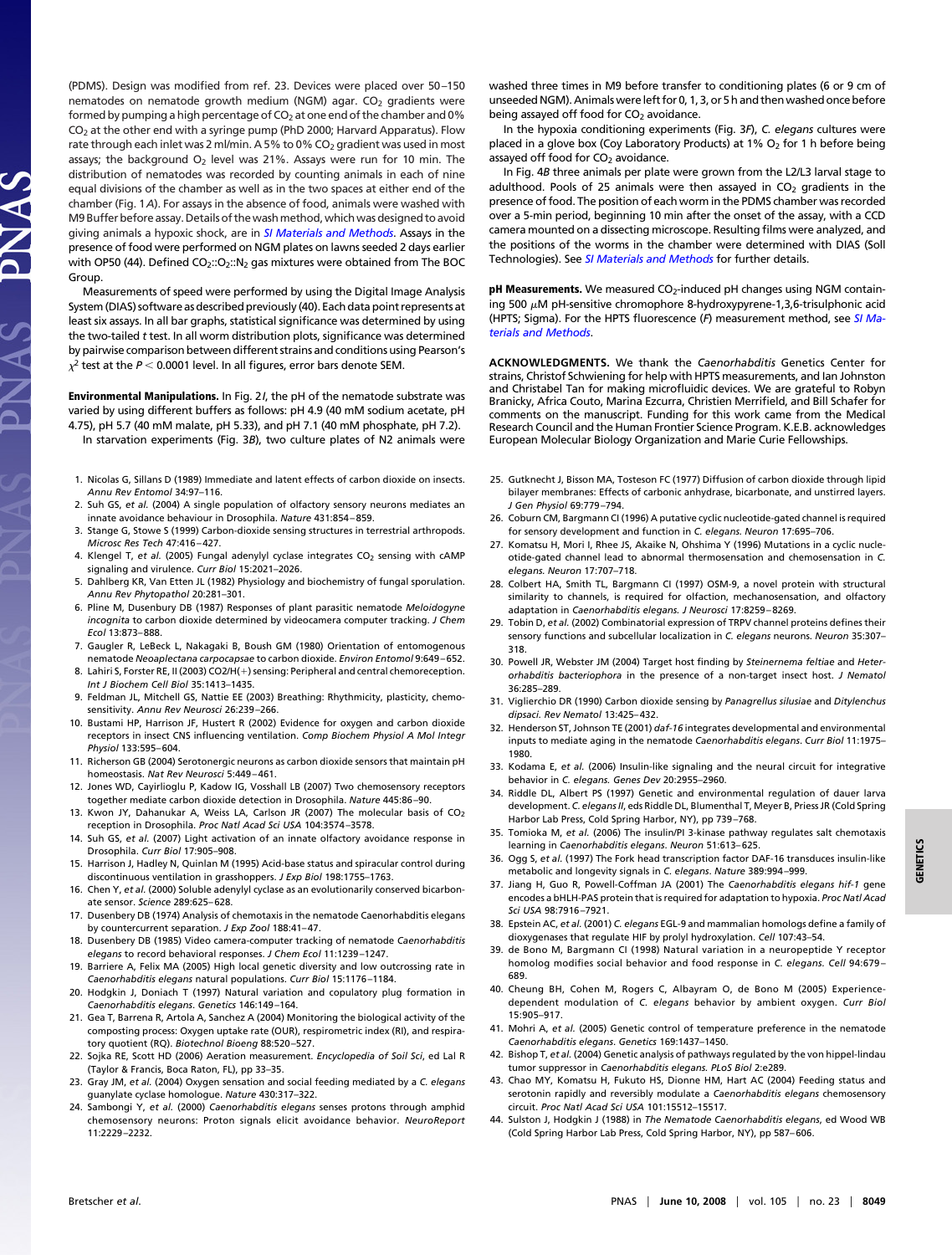(PDMS). Design was modified from ref. 23. Devices were placed over 50–150 nematodes on nematode growth medium (NGM) agar. $CO_2$ gradients were formed by pumping a high percentage of $CO_2$ at one end of the chamber and 0% $CO_2$ at the other end with a syringe pump (PhD 2000; Harvard Apparatus). Flow rate through each inlet was 2 ml/min. A 5% to 0% $CO_2$ gradient was used in most assays; the background $O_2$ level was 21%. Assays were run for 10 min. The distribution of nematodes was recorded by counting animals in each of nine equal divisions of the chamber as well as in the two spaces at either end of the chamber (Fig. 1*A*). For assays in the absence of food, animals were washed with M9 Buffer before assay. Details of the wash method, which was designed to avoid giving animals a hypoxic shock, are in *SI Materials and Methods*. Assays in the presence of food were performed on NGM plates on lawns seeded 2 days earlier with OP50 (44). Defined $CO_2$::$O_2$::$N_2$ gas mixtures were obtained from The BOC Group.

Measurements of speed were performed by using the Digital Image Analysis System (DIAS) software as described previously (40). Each data point represents at least six assays. In all bar graphs, statistical significance was determined by using the two-tailed *t* test. In all worm distribution plots, significance was determined by pairwise comparison between different strains and conditions using Pearson's $\chi^2$ test at the $P < 0.0001$ level. In all figures, error bars denote SEM.

**Environmental Manipulations.** In Fig. 2*I*, the pH of the nematode substrate was varied by using different buffers as follows: pH 4.9 (40 mM sodium acetate, pH 4.75), pH 5.7 (40 mM malate, pH 5.33), and pH 7.1 (40 mM phosphate, pH 7.2).

In starvation experiments (Fig. 3*B*), two culture plates of N2 animals were washed three times in M9 before transfer to conditioning plates (6 or 9 cm of unseeded NGM). Animals were left for 0, 1, 3, or 5 h and then washed once before being assayed off food for $CO_2$ avoidance.

In the hypoxia conditioning experiments (Fig. 3*F*), *C. elegans* cultures were placed in a glove box (Coy Laboratory Products) at 1% $O_2$ for 1 h before being assayed off food for $CO_2$ avoidance.

In Fig. 4*B* three animals per plate were grown from the L2/L3 larval stage to adulthood. Pools of 25 animals were then assayed in $CO_2$ gradients in the presence of food. The position of each worm in the PDMS chamber was recorded over a 5-min period, beginning 10 min after the onset of the assay, with a CCD camera mounted on a dissecting microscope. Resulting films were analyzed, and the positions of the worms in the chamber were determined with DIAS (Soll Technologies). See *SI Materials and Methods* for further details.

**pH Measurements.** We measured $CO_2$-induced pH changes using NGM containing 500 $\mu$M pH-sensitive chromophore 8-hydroxypyrene-1,3,6-trisulphonic acid (HPTS; Sigma). For the HPTS fluorescence (*F*) measurement method, see *SI Materials and Methods*.

**ACKNOWLEDGMENTS.** We thank the *Caenorhabditis* Genetics Center for strains, Christof Schwiening for help with HPTS measurements, and Ian Johnston and Christabel Tan for making microfluidic devices. We are grateful to Robyn Branicky, Africa Couto, Marina Ezcurra, Christien Merrifield, and Bill Schafer for comments on the manuscript. Funding for this work came from the Medical Research Council and the Human Frontier Science Program. K.E.B. acknowledges European Molecular Biology Organization and Marie Curie Fellowships.

1. Nicolas G, Sillans D (1989) Immediate and latent effects of carbon dioxide on insects. *Annu Rev Entomol* 34:97–116.
2. Suh GS, *et al.* (2004) A single population of olfactory sensory neurons mediates an innate avoidance behaviour in Drosophila. *Nature* 431:854–859.
3. Stange G, Stowe S (1999) Carbon-dioxide sensing structures in terrestrial arthropods. *Microsc Res Tech* 47:416–427.
4. Klengel T, *et al.* (2005) Fungal adenylyl cyclase integrates $CO_2$ sensing with cAMP signaling and virulence. *Curr Biol* 15:2021–2026.
5. Dahlberg KR, Van Etten JL (1982) Physiology and biochemistry of fungal sporulation. *Annu Rev Phytopathol* 20:281–301.
6. Pline M, Dusenbury DB (1987) Responses of plant parasitic nematode *Meloidogyne incognita* to carbon dioxide determined by videocamera computer tracking. *J Chem Ecol* 13:873–888.
7. Gaugler R, LeBeck L, Nakagaki B, Boush GM (1980) Orientation of entomogenous nematode *Neoaplectana carpocapsae* to carbon dioxide. *Environ Entomol* 9:649–652.
8. Lahiri S, Forster RE, II (2003) CO2/H(+) sensing: Peripheral and central chemoreception. *Int J Biochem Cell Biol* 35:1413–1435.
9. Feldman JL, Mitchell GS, Nattie EE (2003) Breathing: Rhythmicity, plasticity, chemosensitivity. *Annu Rev Neurosci* 26:239–266.
10. Bustami HP, Harrison JF, Hustert R (2002) Evidence for oxygen and carbon dioxide receptors in insect CNS influencing ventilation. *Comp Biochem Physiol A Mol Integr Physiol* 133:595–604.
11. Richerson GB (2004) Serotonergic neurons as carbon dioxide sensors that maintain pH homeostasis. *Nat Rev Neurosci* 5:449–461.
12. Jones WD, Cayirlioglu P, Kadow IG, Vosshall LB (2007) Two chemosensory receptors together mediate carbon dioxide detection in Drosophila. *Nature* 445:86–90.
13. Kwon JY, Dahanukar A, Weiss LA, Carlson JR (2007) The molecular basis of $CO_2$ reception in Drosophila. *Proc Natl Acad Sci USA* 104:3574–3578.
14. Suh GS, *et al.* (2007) Light activation of an innate olfactory avoidance response in Drosophila. *Curr Biol* 17:905–908.
15. Harrison J, Hadley N, Quinlan M (1995) Acid-base status and spiracular control during discontinuous ventilation in grasshoppers. *J Exp Biol* 198:1755–1763.
16. Chen Y, *et al.* (2000) Soluble adenylyl cyclase as an evolutionarily conserved bicarbonate sensor. *Science* 289:625–628.
17. Dusenbery DB (1974) Analysis of chemotaxis in the nematode Caenorhabditis elegans by countercurrent separation. *J Exp Zool* 188:41–47.
18. Dusenbery DB (1985) Video camera-computer tracking of nematode *Caenorhabditis elegans* to record behavioral responses. *J Chem Ecol* 11:1239–1247.
19. Barriere A, Felix MA (2005) High local genetic diversity and low outcrossing rate in *Caenorhabditis elegans* natural populations. *Curr Biol* 15:1176–1184.
20. Hodgkin J, Doniach T (1997) Natural variation and copulatory plug formation in *Caenorhabditis elegans*. *Genetics* 146:149–164.
21. Gea T, Barrena R, Artola A, Sanchez A (2004) Monitoring the biological activity of the composting process: Oxygen uptake rate (OUR), respirometric index (RI), and respiratory quotient (RQ). *Biotechnol Bioeng* 88:520–527.
22. Sojka RE, Scott HD (2006) Aeration measurement. *Encyclopedia of Soil Sci*, ed Lal R (Taylor & Francis, Boca Raton, FL), pp 33–35.
23. Gray JM, *et al.* (2004) Oxygen sensation and social feeding mediated by a *C. elegans* guanylate cyclase homologue. *Nature* 430:317–322.
24. Sambongi Y, *et al.* (2000) *Caenorhabditis elegans* senses protons through amphid chemosensory neurons: Proton signals elicit avoidance behavior. *NeuroReport* 11:2229–2232.
25. Gutknecht J, Bisson MA, Tosteson FC (1977) Diffusion of carbon dioxide through lipid bilayer membranes: Effects of carbonic anhydrase, bicarbonate, and unstirred layers. *J Gen Physiol* 69:779–794.
26. Coburn CM, Bargmann CI (1996) A putative cyclic nucleotide-gated channel is required for sensory development and function in *C. elegans*. *Neuron* 17:695–706.
27. Komatsu H, Mori I, Rhee JS, Akaike N, Ohshima Y (1996) Mutations in a cyclic nucleotide-gated channel lead to abnormal thermosensation and chemosensation in *C. elegans*. *Neuron* 17:707–718.
28. Colbert HA, Smith TL, Bargmann CI (1997) OSM-9, a novel protein with structural similarity to channels, is required for olfaction, mechanosensation, and olfactory adaptation in *Caenorhabditis elegans*. *J Neurosci* 17:8259–8269.
29. Tobin D, *et al.* (2002) Combinatorial expression of TRPV channel proteins defines their sensory functions and subcellular localization in *C. elegans* neurons. *Neuron* 35:307–318.
30. Powell JR, Webster JM (2004) Target host finding by *Steinernema feltiae* and *Heterorhabditis bacteriophora* in the presence of a non-target insect host. *J Nematol* 36:285–289.
31. Viglierchio DR (1990) Carbon dioxide sensing by *Panagrellus silusiae* and *Ditylenchus dipsaci*. *Rev Nematol* 13:425–432.
32. Henderson ST, Johnson TE (2001) *daf-16* integrates developmental and environmental inputs to mediate aging in the nematode *Caenorhabditis elegans*. *Curr Biol* 11:1975–1980.
33. Kodama E, *et al.* (2006) Insulin-like signaling and the neural circuit for integrative behavior in *C. elegans*. *Genes Dev* 20:2955–2960.
34. Riddle DL, Albert PS (1997) Genetic and environmental regulation of dauer larva development. *C. elegans II*, eds Riddle DL, Blumenthal T, Meyer B, Priess JR (Cold Spring Harbor Lab Press, Cold Spring Harbor, NY), pp 739–768.
35. Tomioka M, *et al.* (2006) The insulin/PI 3-kinase pathway regulates salt chemotaxis learning in *Caenorhabditis elegans*. *Neuron* 51:613–625.
36. Ogg S, *et al.* (1997) The Fork head transcription factor DAF-16 transduces insulin-like metabolic and longevity signals in *C. elegans*. *Nature* 389:994–999.
37. Jiang H, Guo R, Powell-Coffman JA (2001) The *Caenorhabditis elegans hif-1* gene encodes a bHLH-PAS protein that is required for adaptation to hypoxia. *Proc Natl Acad Sci USA* 98:7916–7921.
38. Epstein AC, *et al.* (2001) *C. elegans* EGL-9 and mammalian homologs define a family of dioxygenases that regulate HIF by prolyl hydroxylation. *Cell* 107:43–54.
39. de Bono M, Bargmann CI (1998) Natural variation in a neuropeptide Y receptor homolog modifies social behavior and food response in *C. elegans*. *Cell* 94:679–689.
40. Cheung BH, Cohen M, Rogers C, Albayram O, de Bono M (2005) Experience-dependent modulation of *C. elegans* behavior by ambient oxygen. *Curr Biol* 15:905–917.
41. Mohri A, *et al.* (2005) Genetic control of temperature preference in the nematode *Caenorhabditis elegans*. *Genetics* 169:1437–1450.
42. Bishop T, *et al.* (2004) Genetic analysis of pathways regulated by the von hippel-lindau tumor suppressor in *Caenorhabditis elegans*. *PLoS Biol* 2:e289.
43. Chao MY, Komatsu H, Fukuto HS, Dionne HM, Hart AC (2004) Feeding status and serotonin rapidly and reversibly modulate a *Caenorhabditis elegans* chemosensory circuit. *Proc Natl Acad Sci USA* 101:15512–15517.
44. Sulston J, Hodgkin J (1988) in *The Nematode Caenorhabditis elegans*, ed Wood WB (Cold Spring Harbor Lab Press, Cold Spring Harbor, NY), pp 587–606.